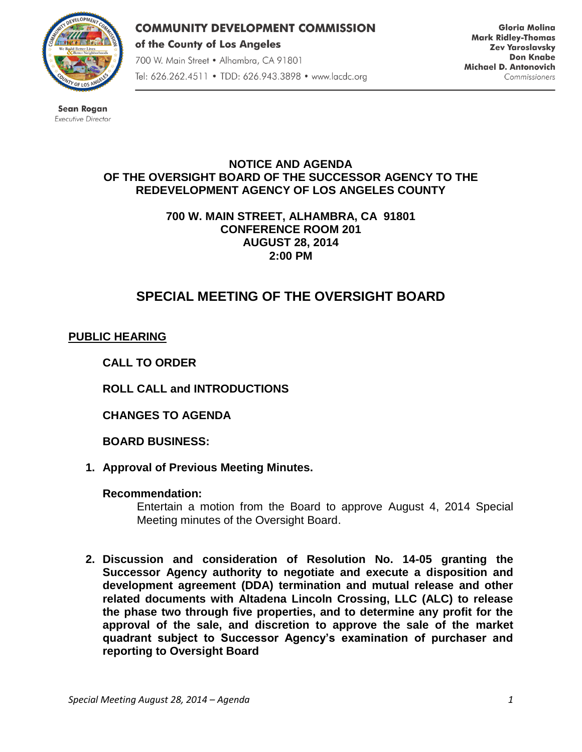**COMMUNITY DEVELOPMENT COMMISSION**
**of the County of Los Angeles**
700 W. Main Street • Alhambra, CA 91801
Tel: 626.262.4511 • TDD: 626.943.3898 • www.lacdc.org

**Gloria Molina**
**Mark Ridley-Thomas**
**Zev Yaroslavsky**
**Don Knabe**
**Michael D. Antonovich**
Commissioners

**Sean Rogan**
*Executive Director*

**NOTICE AND AGENDA**
**OF THE OVERSIGHT BOARD OF THE SUCCESSOR AGENCY TO THE REDEVELOPMENT AGENCY OF LOS ANGELES COUNTY**

**700 W. MAIN STREET, ALHAMBRA, CA 91801**
**CONFERENCE ROOM 201**
**AUGUST 28, 2014**
**2:00 PM**

# SPECIAL MEETING OF THE OVERSIGHT BOARD

## PUBLIC HEARING

**CALL TO ORDER**

**ROLL CALL and INTRODUCTIONS**

**CHANGES TO AGENDA**

**BOARD BUSINESS:**

1. **Approval of Previous Meeting Minutes.**

   **Recommendation:**
   Entertain a motion from the Board to approve August 4, 2014 Special Meeting minutes of the Oversight Board.

2. **Discussion and consideration of Resolution No. 14-05 granting the Successor Agency authority to negotiate and execute a disposition and development agreement (DDA) termination and mutual release and other related documents with Altadena Lincoln Crossing, LLC (ALC) to release the phase two through five properties, and to determine any profit for the approval of the sale, and discretion to approve the sale of the market quadrant subject to Successor Agency's examination of purchaser and reporting to Oversight Board**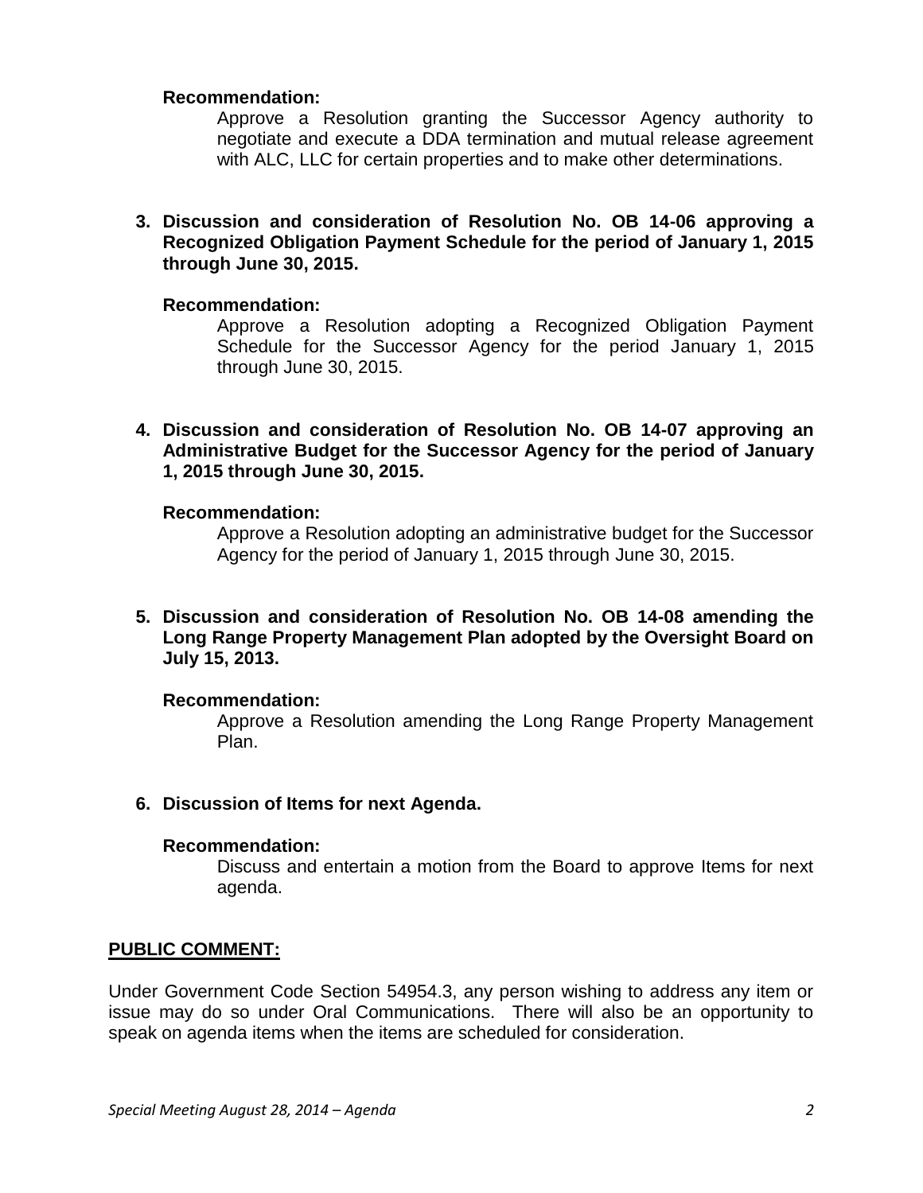**Recommendation:**

Approve a Resolution granting the Successor Agency authority to negotiate and execute a DDA termination and mutual release agreement with ALC, LLC for certain properties and to make other determinations.

3. **Discussion and consideration of Resolution No. OB 14-06 approving a Recognized Obligation Payment Schedule for the period of January 1, 2015 through June 30, 2015.**

   **Recommendation:**

   Approve a Resolution adopting a Recognized Obligation Payment Schedule for the Successor Agency for the period January 1, 2015 through June 30, 2015.

4. **Discussion and consideration of Resolution No. OB 14-07 approving an Administrative Budget for the Successor Agency for the period of January 1, 2015 through June 30, 2015.**

   **Recommendation:**

   Approve a Resolution adopting an administrative budget for the Successor Agency for the period of January 1, 2015 through June 30, 2015.

5. **Discussion and consideration of Resolution No. OB 14-08 amending the Long Range Property Management Plan adopted by the Oversight Board on July 15, 2013.**

   **Recommendation:**

   Approve a Resolution amending the Long Range Property Management Plan.

6. **Discussion of Items for next Agenda.**

   **Recommendation:**

   Discuss and entertain a motion from the Board to approve Items for next agenda.

**PUBLIC COMMENT:**

Under Government Code Section 54954.3, any person wishing to address any item or issue may do so under Oral Communications. There will also be an opportunity to speak on agenda items when the items are scheduled for consideration.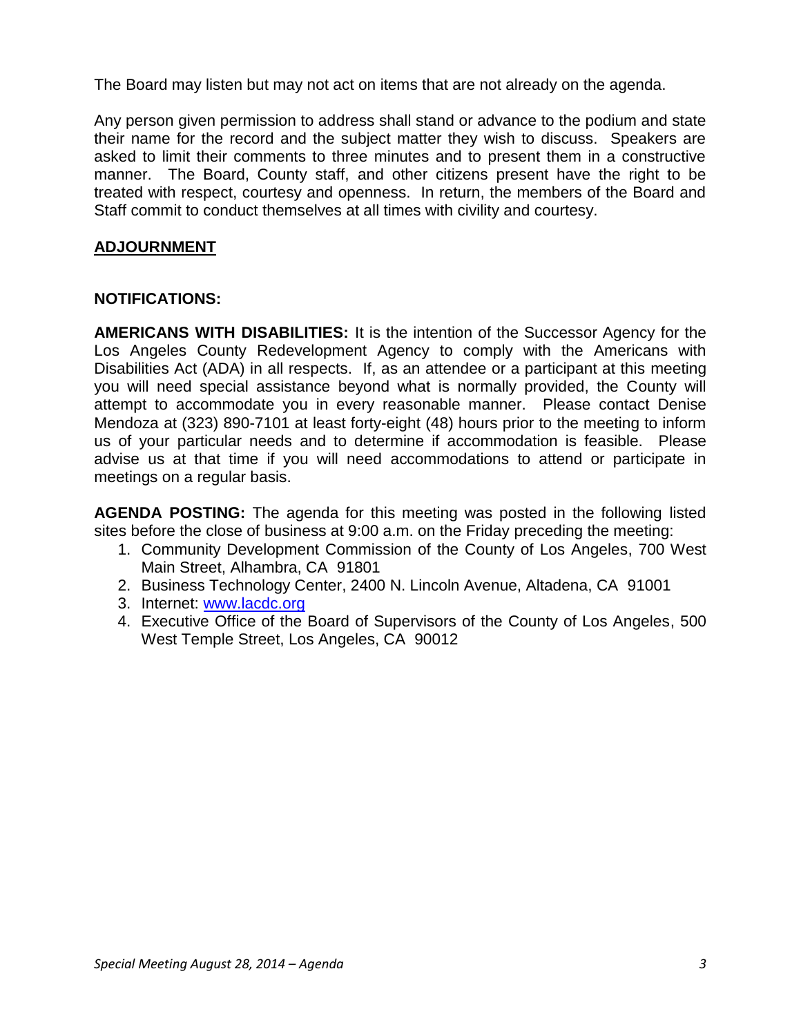The Board may listen but may not act on items that are not already on the agenda.

Any person given permission to address shall stand or advance to the podium and state their name for the record and the subject matter they wish to discuss. Speakers are asked to limit their comments to three minutes and to present them in a constructive manner. The Board, County staff, and other citizens present have the right to be treated with respect, courtesy and openness. In return, the members of the Board and Staff commit to conduct themselves at all times with civility and courtesy.

## ADJOURNMENT

**NOTIFICATIONS:**

**AMERICANS WITH DISABILITIES:** It is the intention of the Successor Agency for the Los Angeles County Redevelopment Agency to comply with the Americans with Disabilities Act (ADA) in all respects. If, as an attendee or a participant at this meeting you will need special assistance beyond what is normally provided, the County will attempt to accommodate you in every reasonable manner. Please contact Denise Mendoza at (323) 890-7101 at least forty-eight (48) hours prior to the meeting to inform us of your particular needs and to determine if accommodation is feasible. Please advise us at that time if you will need accommodations to attend or participate in meetings on a regular basis.

**AGENDA POSTING:** The agenda for this meeting was posted in the following listed sites before the close of business at 9:00 a.m. on the Friday preceding the meeting:

1. Community Development Commission of the County of Los Angeles, 700 West Main Street, Alhambra, CA 91801
2. Business Technology Center, 2400 N. Lincoln Avenue, Altadena, CA 91001
3. Internet: [www.lacdc.org](http://www.lacdc.org)
4. Executive Office of the Board of Supervisors of the County of Los Angeles, 500 West Temple Street, Los Angeles, CA 90012